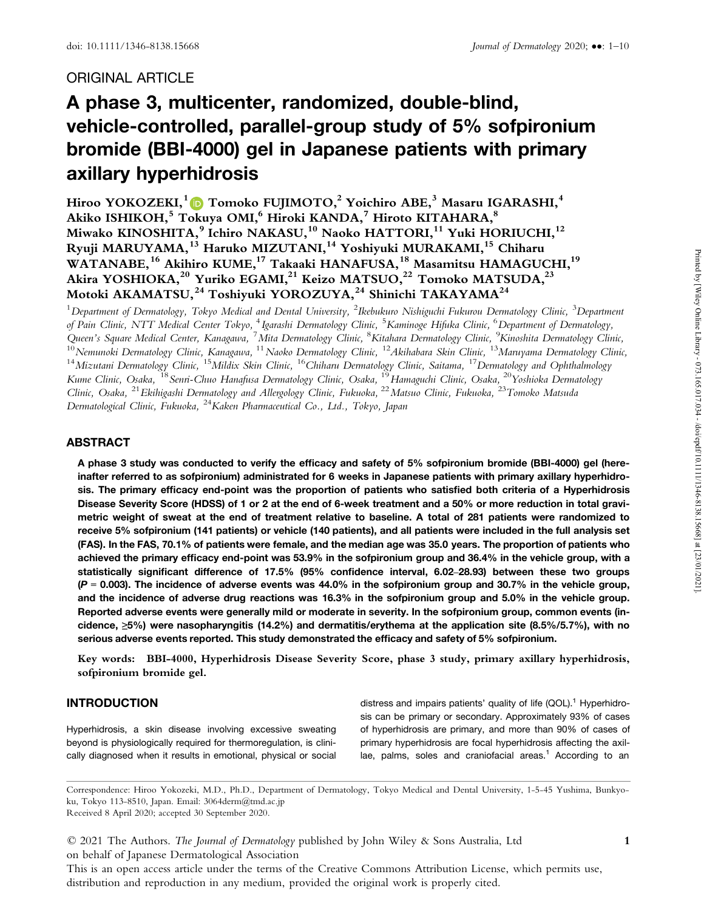ORIGINAL ARTICLE

# A phase 3, multicenter, randomized, double-blind, vehicle-controlled, parallel-group study of 5% sofpironium bromide (BBI-4000) gel in Japanese patients with primary axillary hyperhidrosis

Hiroo YOKOZEKI,[1] Tomoko FUJIMOTO,[2] Yoichiro ABE,[3] Masaru IGARASHI,[4] Akiko ISHIKOH,[5] Tokuya OMI,[6] Hiroki KANDA,[7] Hiroto KITAHARA,[8] Miwako KINOSHITA,[9] Ichiro NAKASU,[10] Naoko HATTORI,[11] Yuki HORIUCHI,[12] Ryuji MARUYAMA,[13] Haruko MIZUTANI,[14] Yoshiyuki MURAKAMI,[15] Chiharu WATANABE,[16] Akihiro KUME,[17] Takaaki HANAFUSA,[18] Masamitsu HAMAGUCHI,[19] Akira YOSHIOKA,[20] Yuriko EGAMI,[21] Keizo MATSUO,[22] Tomoko MATSUDA,[23] Motoki AKAMATSU,[24] Toshiyuki YOROZUYA,[24] Shinichi TAKAYAMA[24]

[1]*Department of Dermatology, Tokyo Medical and Dental University,* [2]*Ikebukuro Nishiguchi Fukurou Dermatology Clinic,* [3]*Department of Pain Clinic, NTT Medical Center Tokyo,* [4]*Igarashi Dermatology Clinic,* [5]*Kaminoge Hifuka Clinic,* [6]*Department of Dermatology, Queen's Square Medical Center, Kanagawa,* [7]*Mita Dermatology Clinic,* [8]*Kitahara Dermatology Clinic,* [9]*Kinoshita Dermatology Clinic,* [10]*Nemunoki Dermatology Clinic, Kanagawa,* [11]*Naoko Dermatology Clinic,* [12]*Akihabara Skin Clinic,* [13]*Maruyama Dermatology Clinic,* [14]*Mizutani Dermatology Clinic,* [15]*Mildix Skin Clinic,* [16]*Chiharu Dermatology Clinic, Saitama,* [17]*Dermatology and Ophthalmology Kume Clinic, Osaka,* [18]*Senri-Chuo Hanafusa Dermatology Clinic, Osaka,* [19]*Hamaguchi Clinic, Osaka,* [20]*Yoshioka Dermatology Clinic, Osaka,* [21]*Ekihigashi Dermatology and Allergology Clinic, Fukuoka,* [22]*Matsuo Clinic, Fukuoka,* [23]*Tomoko Matsuda Dermatological Clinic, Fukuoka,* [24]*Kaken Pharmaceutical Co., Ltd., Tokyo, Japan*

## ABSTRACT

**A phase 3 study was conducted to verify the efficacy and safety of 5% sofpironium bromide (BBI-4000) gel (hereinafter referred to as sofpironium) administrated for 6 weeks in Japanese patients with primary axillary hyperhidrosis. The primary efficacy end-point was the proportion of patients who satisfied both criteria of a Hyperhidrosis Disease Severity Score (HDSS) of 1 or 2 at the end of 6-week treatment and a 50% or more reduction in total gravimetric weight of sweat at the end of treatment relative to baseline. A total of 281 patients were randomized to receive 5% sofpironium (141 patients) or vehicle (140 patients), and all patients were included in the full analysis set (FAS). In the FAS, 70.1% of patients were female, and the median age was 35.0 years. The proportion of patients who achieved the primary efficacy end-point was 53.9% in the sofpironium group and 36.4% in the vehicle group, with a statistically significant difference of 17.5% (95% confidence interval, 6.02–28.93) between these two groups ($P = 0.003$). The incidence of adverse events was 44.0% in the sofpironium group and 30.7% in the vehicle group, and the incidence of adverse drug reactions was 16.3% in the sofpironium group and 5.0% in the vehicle group. Reported adverse events were generally mild or moderate in severity. In the sofpironium group, common events (incidence, ≥5%) were nasopharyngitis (14.2%) and dermatitis/erythema at the application site (8.5%/5.7%), with no serious adverse events reported. This study demonstrated the efficacy and safety of 5% sofpironium.**

**Key words:** BBI-4000, Hyperhidrosis Disease Severity Score, phase 3 study, primary axillary hyperhidrosis, sofpironium bromide gel.

## INTRODUCTION

Hyperhidrosis, a skin disease involving excessive sweating beyond is physiologically required for thermoregulation, is clinically diagnosed when it results in emotional, physical or social distress and impairs patients' quality of life (QOL).[1] Hyperhidrosis can be primary or secondary. Approximately 93% of cases of hyperhidrosis are primary, and more than 90% of cases of primary hyperhidrosis are focal hyperhidrosis affecting the axillae, palms, soles and craniofacial areas.[1] According to an

Correspondence: Hiroo Yokozeki, M.D., Ph.D., Department of Dermatology, Tokyo Medical and Dental University, 1-5-45 Yushima, Bunkyo-ku, Tokyo 113-8510, Japan. Email: 3064derm@tmd.ac.jp

Received 8 April 2020; accepted 30 September 2020.

© 2021 The Authors. *The Journal of Dermatology* published by John Wiley & Sons Australia, Ltd on behalf of Japanese Dermatological Association

This is an open access article under the terms of the Creative Commons Attribution License, which permits use, distribution and reproduction in any medium, provided the original work is properly cited.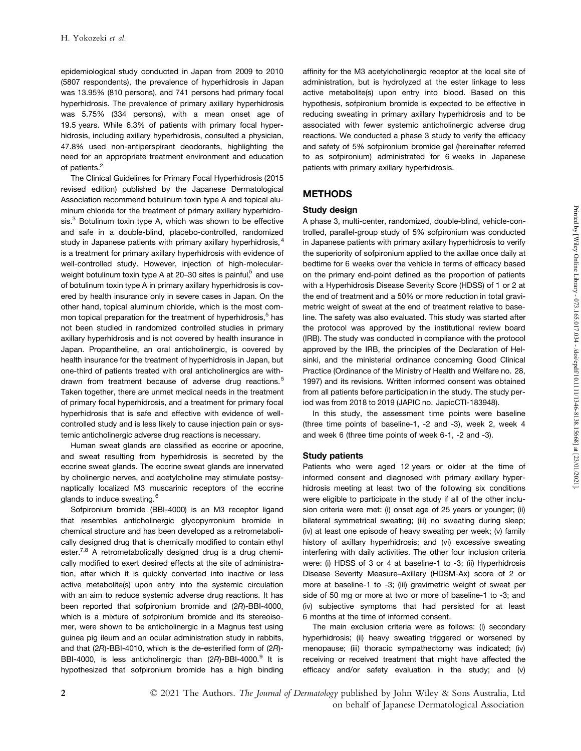epidemiological study conducted in Japan from 2009 to 2010 (5807 respondents), the prevalence of hyperhidrosis in Japan was 13.95% (810 persons), and 741 persons had primary focal hyperhidrosis. The prevalence of primary axillary hyperhidrosis was 5.75% (334 persons), with a mean onset age of 19.5 years. While 6.3% of patients with primary focal hyperhidrosis, including axillary hyperhidrosis, consulted a physician, 47.8% used non-antiperspirant deodorants, highlighting the need for an appropriate treatment environment and education of patients.[2]

The Clinical Guidelines for Primary Focal Hyperhidrosis (2015 revised edition) published by the Japanese Dermatological Association recommend botulinum toxin type A and topical aluminum chloride for the treatment of primary axillary hyperhidrosis.[3] Botulinum toxin type A, which was shown to be effective and safe in a double-blind, placebo-controlled, randomized study in Japanese patients with primary axillary hyperhidrosis,[4] is a treatment for primary axillary hyperhidrosis with evidence of well-controlled study. However, injection of high-molecular-weight botulinum toxin type A at 20–30 sites is painful,[5] and use of botulinum toxin type A in primary axillary hyperhidrosis is covered by health insurance only in severe cases in Japan. On the other hand, topical aluminum chloride, which is the most common topical preparation for the treatment of hyperhidrosis,[5] has not been studied in randomized controlled studies in primary axillary hyperhidrosis and is not covered by health insurance in Japan. Propantheline, an oral anticholinergic, is covered by health insurance for the treatment of hyperhidrosis in Japan, but one-third of patients treated with oral anticholinergics are withdrawn from treatment because of adverse drug reactions.[5] Taken together, there are unmet medical needs in the treatment of primary focal hyperhidrosis, and a treatment for primary focal hyperhidrosis that is safe and effective with evidence of well-controlled study and is less likely to cause injection pain or systemic anticholinergic adverse drug reactions is necessary.

Human sweat glands are classified as eccrine or apocrine, and sweat resulting from hyperhidrosis is secreted by the eccrine sweat glands. The eccrine sweat glands are innervated by cholinergic nerves, and acetylcholine may stimulate postsynaptically localized M3 muscarinic receptors of the eccrine glands to induce sweating.[6]

Sofpironium bromide (BBI-4000) is an M3 receptor ligand that resembles anticholinergic glycopyrronium bromide in chemical structure and has been developed as a retrometabolically designed drug that is chemically modified to contain ethyl ester.[7,8] A retrometabolically designed drug is a drug chemically modified to exert desired effects at the site of administration, after which it is quickly converted into inactive or less active metabolite(s) upon entry into the systemic circulation with an aim to reduce systemic adverse drug reactions. It has been reported that sofpironium bromide and (2*R*)-BBI-4000, which is a mixture of sofpironium bromide and its stereoisomer, were shown to be anticholinergic in a Magnus test using guinea pig ileum and an ocular administration study in rabbits, and that (2*R*)-BBI-4010, which is the de-esterified form of (2*R*)-BBI-4000, is less anticholinergic than (2*R*)-BBI-4000.[9] It is hypothesized that sofpironium bromide has a high binding affinity for the M3 acetylcholinergic receptor at the local site of administration, but is hydrolyzed at the ester linkage to less active metabolite(s) upon entry into blood. Based on this hypothesis, sofpironium bromide is expected to be effective in reducing sweating in primary axillary hyperhidrosis and to be associated with fewer systemic anticholinergic adverse drug reactions. We conducted a phase 3 study to verify the efficacy and safety of 5% sofpironium bromide gel (hereinafter referred to as sofpironium) administrated for 6 weeks in Japanese patients with primary axillary hyperhidrosis.

## METHODS

### Study design

A phase 3, multi-center, randomized, double-blind, vehicle-controlled, parallel-group study of 5% sofpironium was conducted in Japanese patients with primary axillary hyperhidrosis to verify the superiority of sofpironium applied to the axillae once daily at bedtime for 6 weeks over the vehicle in terms of efficacy based on the primary end-point defined as the proportion of patients with a Hyperhidrosis Disease Severity Score (HDSS) of 1 or 2 at the end of treatment and a 50% or more reduction in total gravimetric weight of sweat at the end of treatment relative to baseline. The safety was also evaluated. This study was started after the protocol was approved by the institutional review board (IRB). The study was conducted in compliance with the protocol approved by the IRB, the principles of the Declaration of Helsinki, and the ministerial ordinance concerning Good Clinical Practice (Ordinance of the Ministry of Health and Welfare no. 28, 1997) and its revisions. Written informed consent was obtained from all patients before participation in the study. The study period was from 2018 to 2019 (JAPIC no. JapicCTI-183948).

In this study, the assessment time points were baseline (three time points of baseline-1, -2 and -3), week 2, week 4 and week 6 (three time points of week 6-1, -2 and -3).

### Study patients

Patients who were aged 12 years or older at the time of informed consent and diagnosed with primary axillary hyperhidrosis meeting at least two of the following six conditions were eligible to participate in the study if all of the other inclusion criteria were met: (i) onset age of 25 years or younger; (ii) bilateral symmetrical sweating; (iii) no sweating during sleep; (iv) at least one episode of heavy sweating per week; (v) family history of axillary hyperhidrosis; and (vi) excessive sweating interfering with daily activities. The other four inclusion criteria were: (i) HDSS of 3 or 4 at baseline-1 to -3; (ii) Hyperhidrosis Disease Severity Measure–Axillary (HDSM-Ax) score of 2 or more at baseline-1 to -3; (iii) gravimetric weight of sweat per side of 50 mg or more at two or more of baseline-1 to -3; and (iv) subjective symptoms that had persisted for at least 6 months at the time of informed consent.

The main exclusion criteria were as follows: (i) secondary hyperhidrosis; (ii) heavy sweating triggered or worsened by menopause; (iii) thoracic sympathectomy was indicated; (iv) receiving or received treatment that might have affected the efficacy and/or safety evaluation in the study; and (v)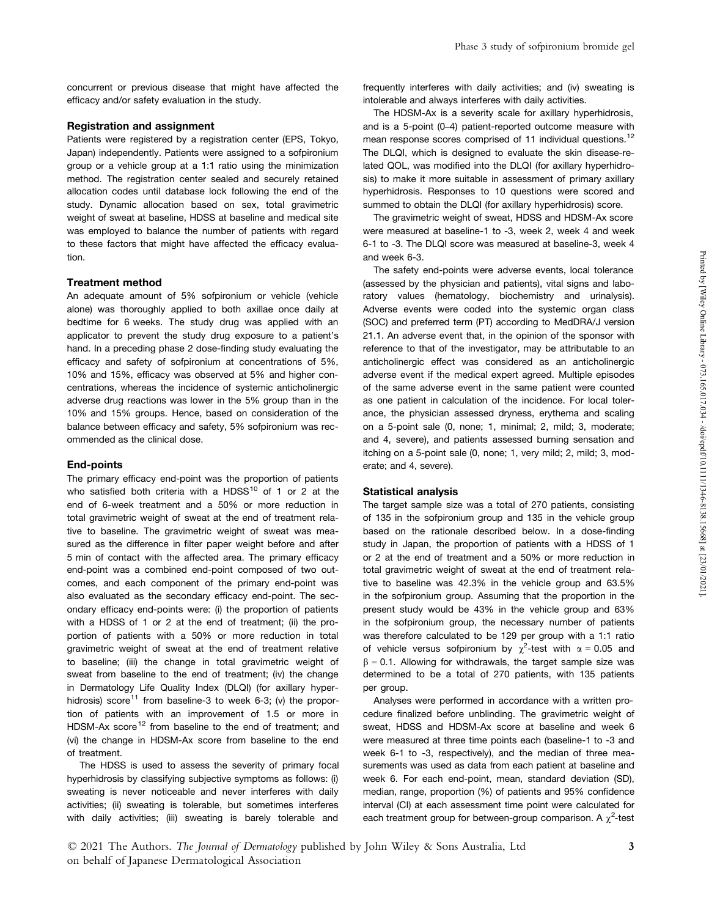concurrent or previous disease that might have affected the efficacy and/or safety evaluation in the study.

### Registration and assignment

Patients were registered by a registration center (EPS, Tokyo, Japan) independently. Patients were assigned to a sofpironium group or a vehicle group at a 1:1 ratio using the minimization method. The registration center sealed and securely retained allocation codes until database lock following the end of the study. Dynamic allocation based on sex, total gravimetric weight of sweat at baseline, HDSS at baseline and medical site was employed to balance the number of patients with regard to these factors that might have affected the efficacy evaluation.

### Treatment method

An adequate amount of 5% sofpironium or vehicle (vehicle alone) was thoroughly applied to both axillae once daily at bedtime for 6 weeks. The study drug was applied with an applicator to prevent the study drug exposure to a patient's hand. In a preceding phase 2 dose-finding study evaluating the efficacy and safety of sofpironium at concentrations of 5%, 10% and 15%, efficacy was observed at 5% and higher concentrations, whereas the incidence of systemic anticholinergic adverse drug reactions was lower in the 5% group than in the 10% and 15% groups. Hence, based on consideration of the balance between efficacy and safety, 5% sofpironium was recommended as the clinical dose.

### End-points

The primary efficacy end-point was the proportion of patients who satisfied both criteria with a HDSS[10] of 1 or 2 at the end of 6-week treatment and a 50% or more reduction in total gravimetric weight of sweat at the end of treatment relative to baseline. The gravimetric weight of sweat was measured as the difference in filter paper weight before and after 5 min of contact with the affected area. The primary efficacy end-point was a combined end-point composed of two outcomes, and each component of the primary end-point was also evaluated as the secondary efficacy end-point. The secondary efficacy end-points were: (i) the proportion of patients with a HDSS of 1 or 2 at the end of treatment; (ii) the proportion of patients with a 50% or more reduction in total gravimetric weight of sweat at the end of treatment relative to baseline; (iii) the change in total gravimetric weight of sweat from baseline to the end of treatment; (iv) the change in Dermatology Life Quality Index (DLQI) (for axillary hyperhidrosis) score[11] from baseline-3 to week 6-3; (v) the proportion of patients with an improvement of 1.5 or more in HDSM-Ax score[12] from baseline to the end of treatment; and (vi) the change in HDSM-Ax score from baseline to the end of treatment.

The HDSS is used to assess the severity of primary focal hyperhidrosis by classifying subjective symptoms as follows: (i) sweating is never noticeable and never interferes with daily activities; (ii) sweating is tolerable, but sometimes interferes with daily activities; (iii) sweating is barely tolerable and frequently interferes with daily activities; and (iv) sweating is intolerable and always interferes with daily activities.

The HDSM-Ax is a severity scale for axillary hyperhidrosis, and is a 5-point (0–4) patient-reported outcome measure with mean response scores comprised of 11 individual questions.[12] The DLQI, which is designed to evaluate the skin disease-related QOL, was modified into the DLQI (for axillary hyperhidrosis) to make it more suitable in assessment of primary axillary hyperhidrosis. Responses to 10 questions were scored and summed to obtain the DLQI (for axillary hyperhidrosis) score.

The gravimetric weight of sweat, HDSS and HDSM-Ax score were measured at baseline-1 to -3, week 2, week 4 and week 6-1 to -3. The DLQI score was measured at baseline-3, week 4 and week 6-3.

The safety end-points were adverse events, local tolerance (assessed by the physician and patients), vital signs and laboratory values (hematology, biochemistry and urinalysis). Adverse events were coded into the systemic organ class (SOC) and preferred term (PT) according to MedDRA/J version 21.1. An adverse event that, in the opinion of the sponsor with reference to that of the investigator, may be attributable to an anticholinergic effect was considered as an anticholinergic adverse event if the medical expert agreed. Multiple episodes of the same adverse event in the same patient were counted as one patient in calculation of the incidence. For local tolerance, the physician assessed dryness, erythema and scaling on a 5-point sale (0, none; 1, minimal; 2, mild; 3, moderate; and 4, severe), and patients assessed burning sensation and itching on a 5-point sale (0, none; 1, very mild; 2, mild; 3, moderate; and 4, severe).

### Statistical analysis

The target sample size was a total of 270 patients, consisting of 135 in the sofpironium group and 135 in the vehicle group based on the rationale described below. In a dose-finding study in Japan, the proportion of patients with a HDSS of 1 or 2 at the end of treatment and a 50% or more reduction in total gravimetric weight of sweat at the end of treatment relative to baseline was 42.3% in the vehicle group and 63.5% in the sofpironium group. Assuming that the proportion in the present study would be 43% in the vehicle group and 63% in the sofpironium group, the necessary number of patients was therefore calculated to be 129 per group with a 1:1 ratio of vehicle versus sofpironium by $\chi^2$-test with $\alpha = 0.05$ and $\beta = 0.1$. Allowing for withdrawals, the target sample size was determined to be a total of 270 patients, with 135 patients per group.

Analyses were performed in accordance with a written procedure finalized before unblinding. The gravimetric weight of sweat, HDSS and HDSM-Ax score at baseline and week 6 were measured at three time points each (baseline-1 to -3 and week 6-1 to -3, respectively), and the median of three measurements was used as data from each patient at baseline and week 6. For each end-point, mean, standard deviation (SD), median, range, proportion (%) of patients and 95% confidence interval (CI) at each assessment time point were calculated for each treatment group for between-group comparison. A $\chi^2$-test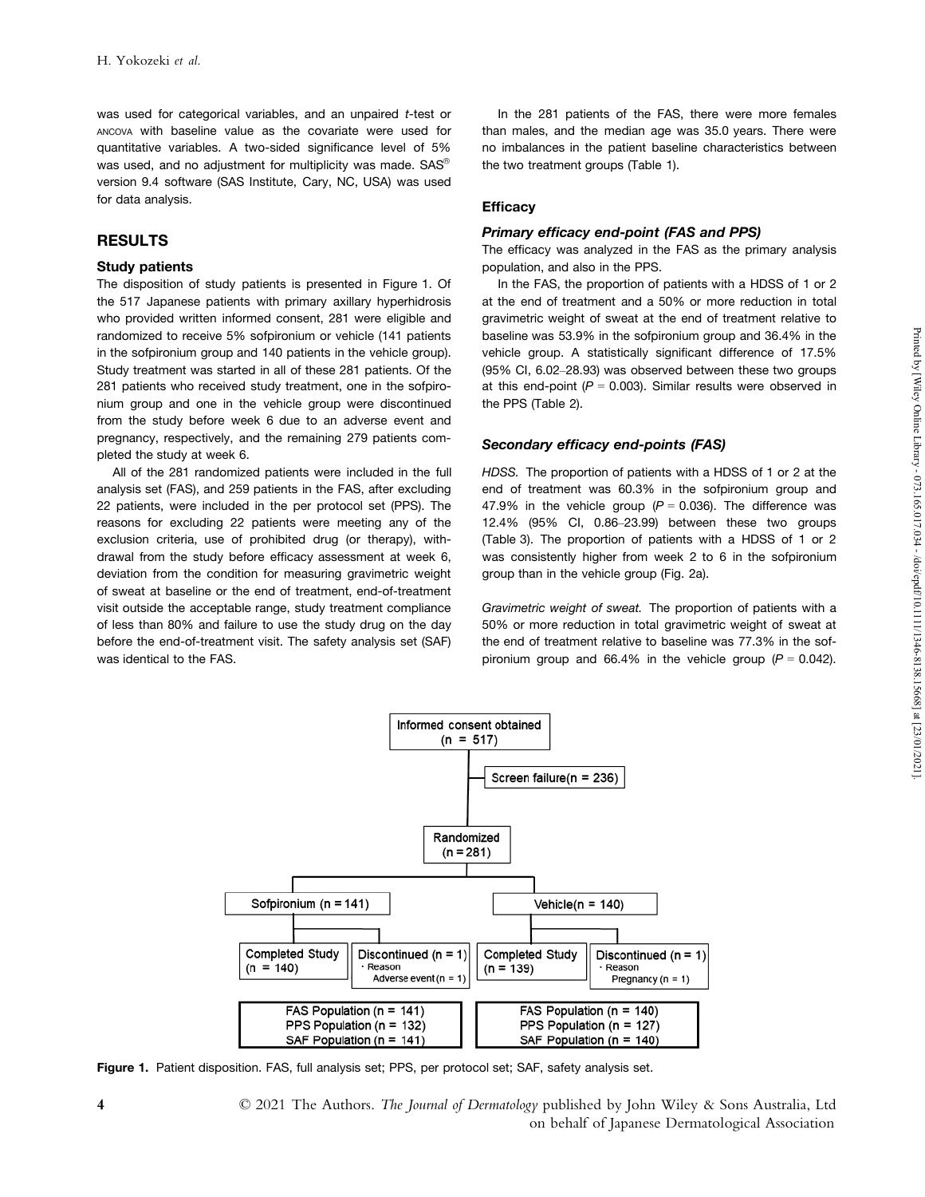was used for categorical variables, and an unpaired *t*-test or ANCOVA with baseline value as the covariate were used for quantitative variables. A two-sided significance level of 5% was used, and no adjustment for multiplicity was made. SAS® version 9.4 software (SAS Institute, Cary, NC, USA) was used for data analysis.

## RESULTS

### Study patients

The disposition of study patients is presented in Figure 1. Of the 517 Japanese patients with primary axillary hyperhidrosis who provided written informed consent, 281 were eligible and randomized to receive 5% sofpironium or vehicle (141 patients in the sofpironium group and 140 patients in the vehicle group). Study treatment was started in all of these 281 patients. Of the 281 patients who received study treatment, one in the sofpironium group and one in the vehicle group were discontinued from the study before week 6 due to an adverse event and pregnancy, respectively, and the remaining 279 patients completed the study at week 6.

All of the 281 randomized patients were included in the full analysis set (FAS), and 259 patients in the FAS, after excluding 22 patients, were included in the per protocol set (PPS). The reasons for excluding 22 patients were meeting any of the exclusion criteria, use of prohibited drug (or therapy), withdrawal from the study before efficacy assessment at week 6, deviation from the condition for measuring gravimetric weight of sweat at baseline or the end of treatment, end-of-treatment visit outside the acceptable range, study treatment compliance of less than 80% and failure to use the study drug on the day before the end-of-treatment visit. The safety analysis set (SAF) was identical to the FAS.

In the 281 patients of the FAS, there were more females than males, and the median age was 35.0 years. There were no imbalances in the patient baseline characteristics between the two treatment groups (Table 1).

### Efficacy

#### *Primary efficacy end-point (FAS and PPS)*

The efficacy was analyzed in the FAS as the primary analysis population, and also in the PPS.

In the FAS, the proportion of patients with a HDSS of 1 or 2 at the end of treatment and a 50% or more reduction in total gravimetric weight of sweat at the end of treatment relative to baseline was 53.9% in the sofpironium group and 36.4% in the vehicle group. A statistically significant difference of 17.5% (95% CI, 6.02–28.93) was observed between these two groups at this end-point ($P = 0.003$). Similar results were observed in the PPS (Table 2).

#### *Secondary efficacy end-points (FAS)*

*HDSS.* The proportion of patients with a HDSS of 1 or 2 at the end of treatment was 60.3% in the sofpironium group and 47.9% in the vehicle group ($P = 0.036$). The difference was 12.4% (95% CI, 0.86–23.99) between these two groups (Table 3). The proportion of patients with a HDSS of 1 or 2 was consistently higher from week 2 to 6 in the sofpironium group than in the vehicle group (Fig. 2a).

*Gravimetric weight of sweat.* The proportion of patients with a 50% or more reduction in total gravimetric weight of sweat at the end of treatment relative to baseline was 77.3% in the sofpironium group and 66.4% in the vehicle group ($P = 0.042$).

Informed consent obtained (n = 517)
→ Screen failure (n = 236)
→ Randomized (n = 281)
- Sofpironium (n = 141)
  - Completed Study (n = 140)
  - Discontinued (n = 1) · Reason: Adverse event (n = 1)
  - FAS Population (n = 141); PPS Population (n = 132); SAF Population (n = 141)
- Vehicle (n = 140)
  - Completed Study (n = 139)
  - Discontinued (n = 1) · Reason: Pregnancy (n = 1)
  - FAS Population (n = 140); PPS Population (n = 127); SAF Population (n = 140)

**Figure 1.** Patient disposition. FAS, full analysis set; PPS, per protocol set; SAF, safety analysis set.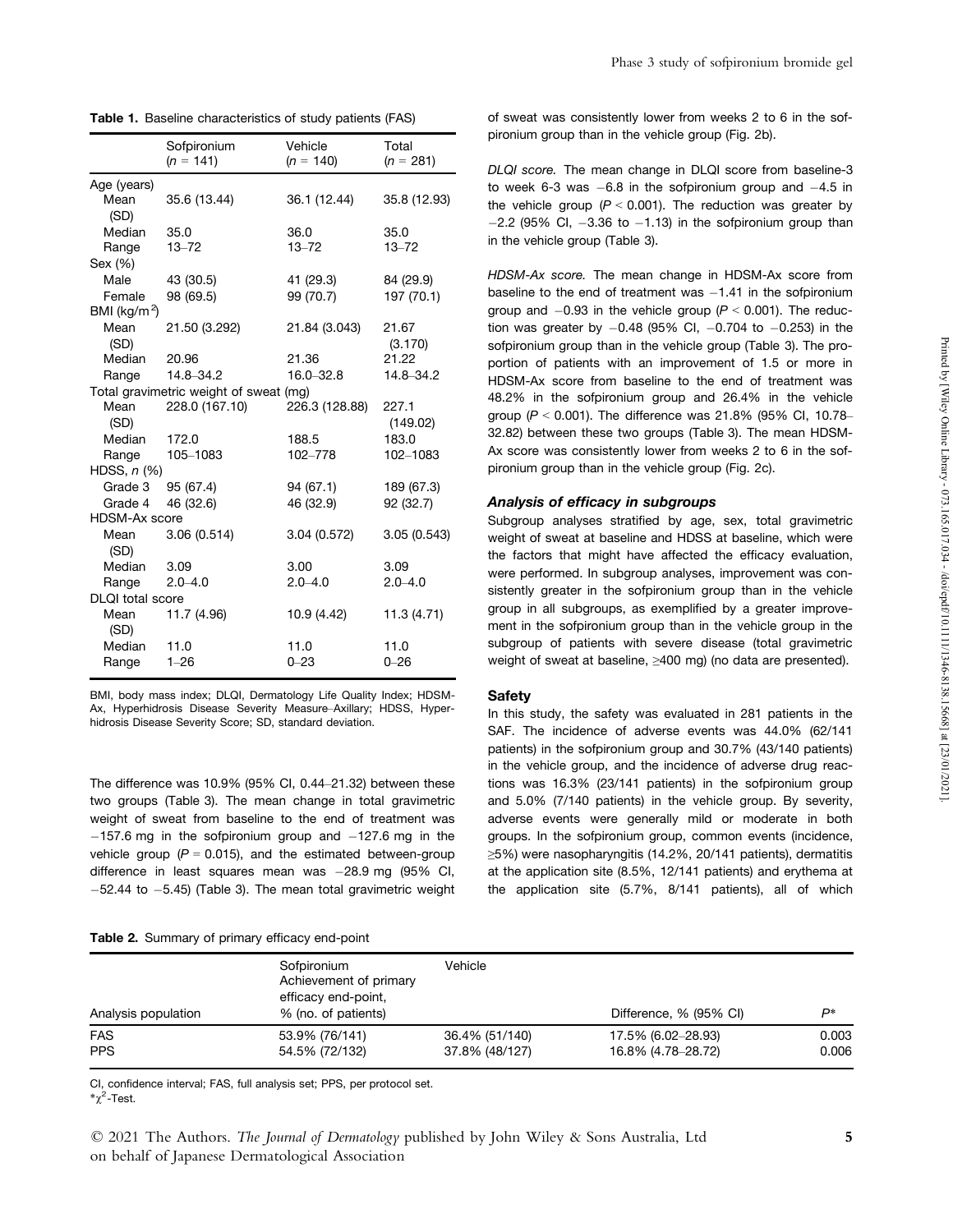**Table 1.** Baseline characteristics of study patients (FAS)

| | Sofpironium (*n* = 141) | Vehicle (*n* = 140) | Total (*n* = 281) |
|---|---|---|---|
| Age (years) | | | |
| Mean (SD) | 35.6 (13.44) | 36.1 (12.44) | 35.8 (12.93) |
| Median | 35.0 | 36.0 | 35.0 |
| Range | 13–72 | 13–72 | 13–72 |
| Sex (%) | | | |
| Male | 43 (30.5) | 41 (29.3) | 84 (29.9) |
| Female | 98 (69.5) | 99 (70.7) | 197 (70.1) |
| BMI (kg/m$^2$) | | | |
| Mean (SD) | 21.50 (3.292) | 21.84 (3.043) | 21.67 (3.170) |
| Median | 20.96 | 21.36 | 21.22 |
| Range | 14.8–34.2 | 16.0–32.8 | 14.8–34.2 |
| Total gravimetric weight of sweat (mg) | | | |
| Mean (SD) | 228.0 (167.10) | 226.3 (128.88) | 227.1 (149.02) |
| Median | 172.0 | 188.5 | 183.0 |
| Range | 105–1083 | 102–778 | 102–1083 |
| HDSS, *n* (%) | | | |
| Grade 3 | 95 (67.4) | 94 (67.1) | 189 (67.3) |
| Grade 4 | 46 (32.6) | 46 (32.9) | 92 (32.7) |
| HDSM-Ax score | | | |
| Mean (SD) | 3.06 (0.514) | 3.04 (0.572) | 3.05 (0.543) |
| Median | 3.09 | 3.00 | 3.09 |
| Range | 2.0–4.0 | 2.0–4.0 | 2.0–4.0 |
| DLQI total score | | | |
| Mean (SD) | 11.7 (4.96) | 10.9 (4.42) | 11.3 (4.71) |
| Median | 11.0 | 11.0 | 11.0 |
| Range | 1–26 | 0–23 | 0–26 |

BMI, body mass index; DLQI, Dermatology Life Quality Index; HDSM-Ax, Hyperhidrosis Disease Severity Measure–Axillary; HDSS, Hyperhidrosis Disease Severity Score; SD, standard deviation.

The difference was 10.9% (95% CI, 0.44–21.32) between these two groups (Table 3). The mean change in total gravimetric weight of sweat from baseline to the end of treatment was −157.6 mg in the sofpironium group and −127.6 mg in the vehicle group ($P = 0.015$), and the estimated between-group difference in least squares mean was −28.9 mg (95% CI, −52.44 to −5.45) (Table 3). The mean total gravimetric weight of sweat was consistently lower from weeks 2 to 6 in the sofpironium group than in the vehicle group (Fig. 2b).

*DLQI score.* The mean change in DLQI score from baseline-3 to week 6-3 was −6.8 in the sofpironium group and −4.5 in the vehicle group ($P < 0.001$). The reduction was greater by −2.2 (95% CI, −3.36 to −1.13) in the sofpironium group than in the vehicle group (Table 3).

*HDSM-Ax score.* The mean change in HDSM-Ax score from baseline to the end of treatment was −1.41 in the sofpironium group and −0.93 in the vehicle group ($P < 0.001$). The reduction was greater by −0.48 (95% CI, −0.704 to −0.253) in the sofpironium group than in the vehicle group (Table 3). The proportion of patients with an improvement of 1.5 or more in HDSM-Ax score from baseline to the end of treatment was 48.2% in the sofpironium group and 26.4% in the vehicle group ($P < 0.001$). The difference was 21.8% (95% CI, 10.78–32.82) between these two groups (Table 3). The mean HDSM-Ax score was consistently lower from weeks 2 to 6 in the sofpironium group than in the vehicle group (Fig. 2c).

### *Analysis of efficacy in subgroups*

Subgroup analyses stratified by age, sex, total gravimetric weight of sweat at baseline and HDSS at baseline, which were the factors that might have affected the efficacy evaluation, were performed. In subgroup analyses, improvement was consistently greater in the sofpironium group than in the vehicle group in all subgroups, as exemplified by a greater improvement in the sofpironium group than in the vehicle group in the subgroup of patients with severe disease (total gravimetric weight of sweat at baseline, ≥400 mg) (no data are presented).

### Safety

In this study, the safety was evaluated in 281 patients in the SAF. The incidence of adverse events was 44.0% (62/141 patients) in the sofpironium group and 30.7% (43/140 patients) in the vehicle group, and the incidence of adverse drug reactions was 16.3% (23/141 patients) in the sofpironium group and 5.0% (7/140 patients) in the vehicle group. By severity, adverse events were generally mild or moderate in both groups. In the sofpironium group, common events (incidence, ≥5%) were nasopharyngitis (14.2%, 20/141 patients), dermatitis at the application site (8.5%, 12/141 patients) and erythema at the application site (5.7%, 8/141 patients), all of which

**Table 2.** Summary of primary efficacy end-point

| Analysis population | Sofpironium Achievement of primary efficacy end-point, % (no. of patients) | Vehicle | Difference, % (95% CI) | $P$* |
|---|---|---|---|---|
| FAS | 53.9% (76/141) | 36.4% (51/140) | 17.5% (6.02–28.93) | 0.003 |
| PPS | 54.5% (72/132) | 37.8% (48/127) | 16.8% (4.78–28.72) | 0.006 |

CI, confidence interval; FAS, full analysis set; PPS, per protocol set.
*$\chi^2$-Test.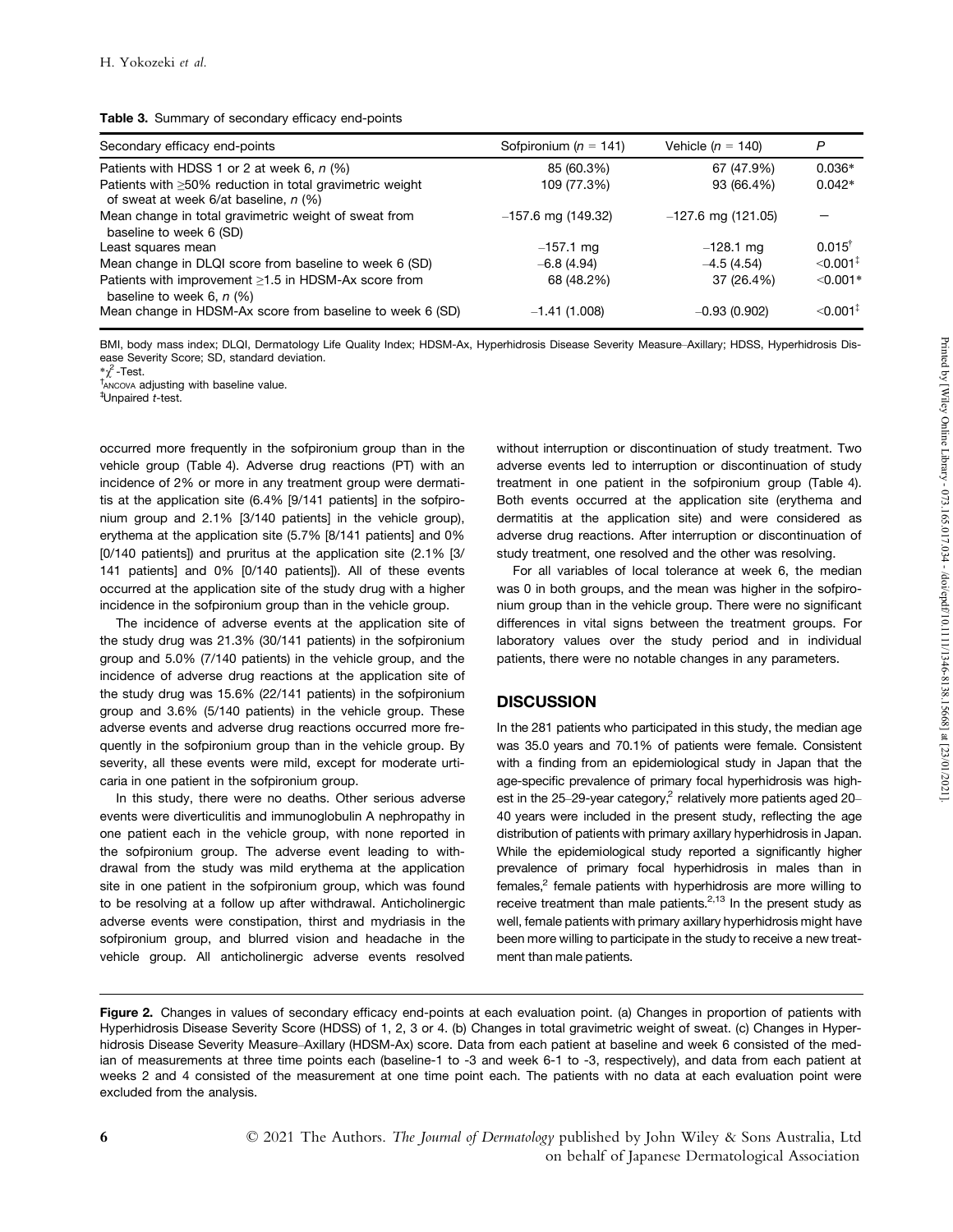**Table 3.** Summary of secondary efficacy end-points

| Secondary efficacy end-points | Sofpironium (n = 141) | Vehicle (n = 140) | P |
|---|---|---|---|
| Patients with HDSS 1 or 2 at week 6, n (%) | 85 (60.3%) | 67 (47.9%) | 0.036* |
| Patients with ≥50% reduction in total gravimetric weight of sweat at week 6/at baseline, n (%) | 109 (77.3%) | 93 (66.4%) | 0.042* |
| Mean change in total gravimetric weight of sweat from baseline to week 6 (SD) | –157.6 mg (149.32) | –127.6 mg (121.05) | – |
| Least squares mean | –157.1 mg | –128.1 mg | 0.015† |
| Mean change in DLQI score from baseline to week 6 (SD) | –6.8 (4.94) | –4.5 (4.54) | <0.001‡ |
| Patients with improvement ≥1.5 in HDSM-Ax score from baseline to week 6, n (%) | 68 (48.2%) | 37 (26.4%) | <0.001* |
| Mean change in HDSM-Ax score from baseline to week 6 (SD) | –1.41 (1.008) | –0.93 (0.902) | <0.001‡ |

BMI, body mass index; DLQI, Dermatology Life Quality Index; HDSM-Ax, Hyperhidrosis Disease Severity Measure–Axillary; HDSS, Hyperhidrosis Disease Severity Score; SD, standard deviation.
*$\chi^2$-Test.
†ANCOVA adjusting with baseline value.
‡Unpaired t-test.

occurred more frequently in the sofpironium group than in the vehicle group (Table 4). Adverse drug reactions (PT) with an incidence of 2% or more in any treatment group were dermatitis at the application site (6.4% [9/141 patients] in the sofpironium group and 2.1% [3/140 patients] in the vehicle group), erythema at the application site (5.7% [8/141 patients] and 0% [0/140 patients]) and pruritus at the application site (2.1% [3/141 patients] and 0% [0/140 patients]). All of these events occurred at the application site of the study drug with a higher incidence in the sofpironium group than in the vehicle group.

The incidence of adverse events at the application site of the study drug was 21.3% (30/141 patients) in the sofpironium group and 5.0% (7/140 patients) in the vehicle group, and the incidence of adverse drug reactions at the application site of the study drug was 15.6% (22/141 patients) in the sofpironium group and 3.6% (5/140 patients) in the vehicle group. These adverse events and adverse drug reactions occurred more frequently in the sofpironium group than in the vehicle group. By severity, all these events were mild, except for moderate urticaria in one patient in the sofpironium group.

In this study, there were no deaths. Other serious adverse events were diverticulitis and immunoglobulin A nephropathy in one patient each in the vehicle group, with none reported in the sofpironium group. The adverse event leading to withdrawal from the study was mild erythema at the application site in one patient in the sofpironium group, which was found to be resolving at a follow up after withdrawal. Anticholinergic adverse events were constipation, thirst and mydriasis in the sofpironium group, and blurred vision and headache in the vehicle group. All anticholinergic adverse events resolved without interruption or discontinuation of study treatment. Two adverse events led to interruption or discontinuation of study treatment in one patient in the sofpironium group (Table 4). Both events occurred at the application site (erythema and dermatitis at the application site) and were considered as adverse drug reactions. After interruption or discontinuation of study treatment, one resolved and the other was resolving.

For all variables of local tolerance at week 6, the median was 0 in both groups, and the mean was higher in the sofpironium group than in the vehicle group. There were no significant differences in vital signs between the treatment groups. For laboratory values over the study period and in individual patients, there were no notable changes in any parameters.

## DISCUSSION

In the 281 patients who participated in this study, the median age was 35.0 years and 70.1% of patients were female. Consistent with a finding from an epidemiological study in Japan that the age-specific prevalence of primary focal hyperhidrosis was highest in the 25–29-year category,[2] relatively more patients aged 20–40 years were included in the present study, reflecting the age distribution of patients with primary axillary hyperhidrosis in Japan. While the epidemiological study reported a significantly higher prevalence of primary focal hyperhidrosis in males than in females,[2] female patients with hyperhidrosis are more willing to receive treatment than male patients.[2,13] In the present study as well, female patients with primary axillary hyperhidrosis might have been more willing to participate in the study to receive a new treatment than male patients.

**Figure 2.** Changes in values of secondary efficacy end-points at each evaluation point. (a) Changes in proportion of patients with Hyperhidrosis Disease Severity Score (HDSS) of 1, 2, 3 or 4. (b) Changes in total gravimetric weight of sweat. (c) Changes in Hyperhidrosis Disease Severity Measure–Axillary (HDSM-Ax) score. Data from each patient at baseline and week 6 consisted of the median of measurements at three time points each (baseline-1 to -3 and week 6-1 to -3, respectively), and data from each patient at weeks 2 and 4 consisted of the measurement at one time point each. The patients with no data at each evaluation point were excluded from the analysis.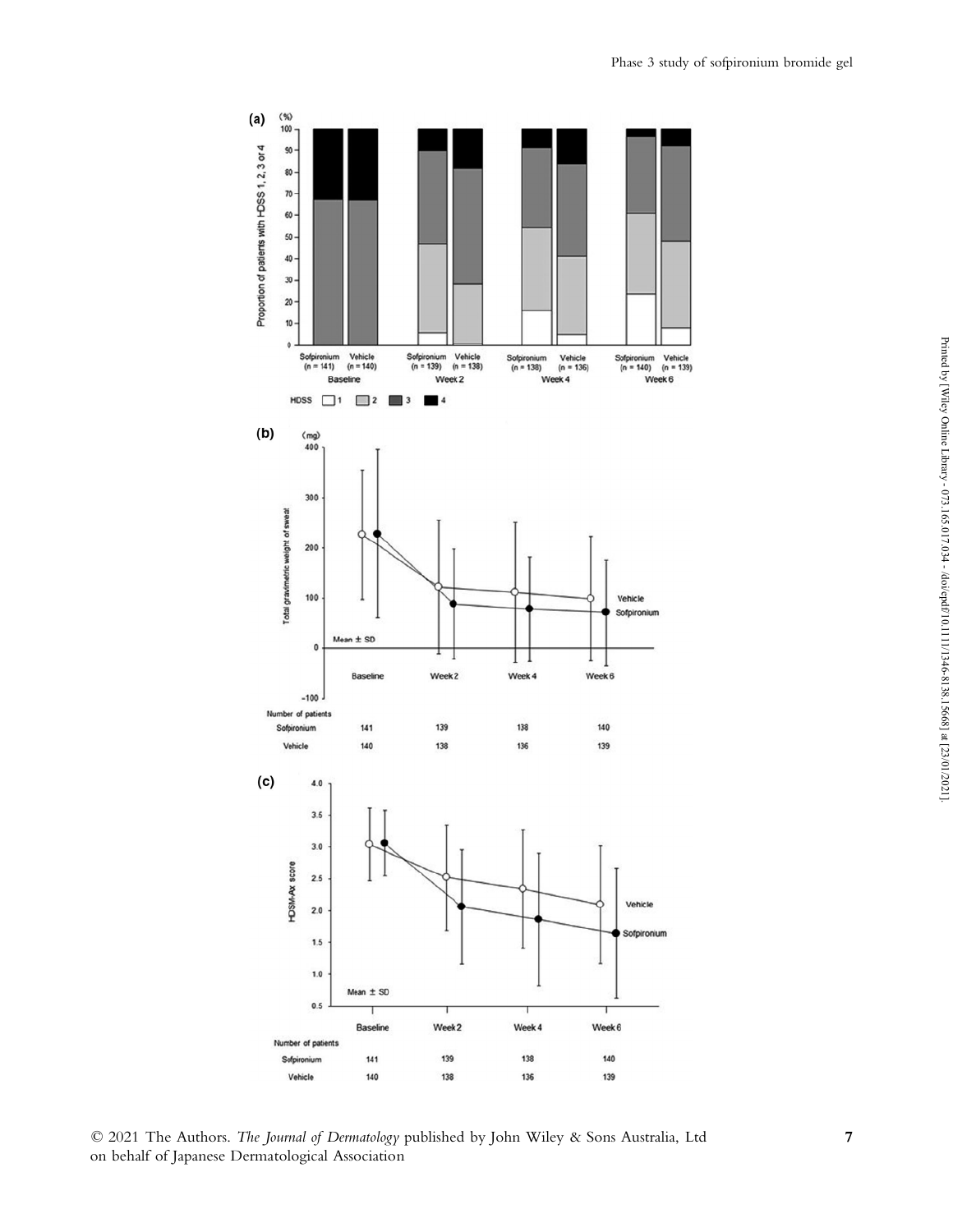**(a)**

Proportion of patients with HDSS 1, 2, 3 or 4 (%)

| | Sofpironium (n = 141) | Vehicle (n = 140) | Sofpironium (n = 139) | Vehicle (n = 138) | Sofpironium (n = 138) | Vehicle (n = 136) | Sofpironium (n = 140) | Vehicle (n = 139) |
|---|---|---|---|---|---|---|---|---|
| | Baseline | | Week 2 | | Week 4 | | Week 6 | |

HDSS □ 1 ▒ 2 ▓ 3 ■ 4

**(b)**

Total gravimetric weight of sweat (mg)

Mean ± SD

Vehicle
Sofpironium

| Number of patients | Baseline | Week 2 | Week 4 | Week 6 |
|---|---|---|---|---|
| Sofpironium | 141 | 139 | 138 | 140 |
| Vehicle | 140 | 138 | 136 | 139 |

**(c)**

HDSM-Ax score

Mean ± SD

Vehicle
Sofpironium

| Number of patients | Baseline | Week 2 | Week 4 | Week 6 |
|---|---|---|---|---|
| Sofpironium | 141 | 139 | 138 | 140 |
| Vehicle | 140 | 138 | 136 | 139 |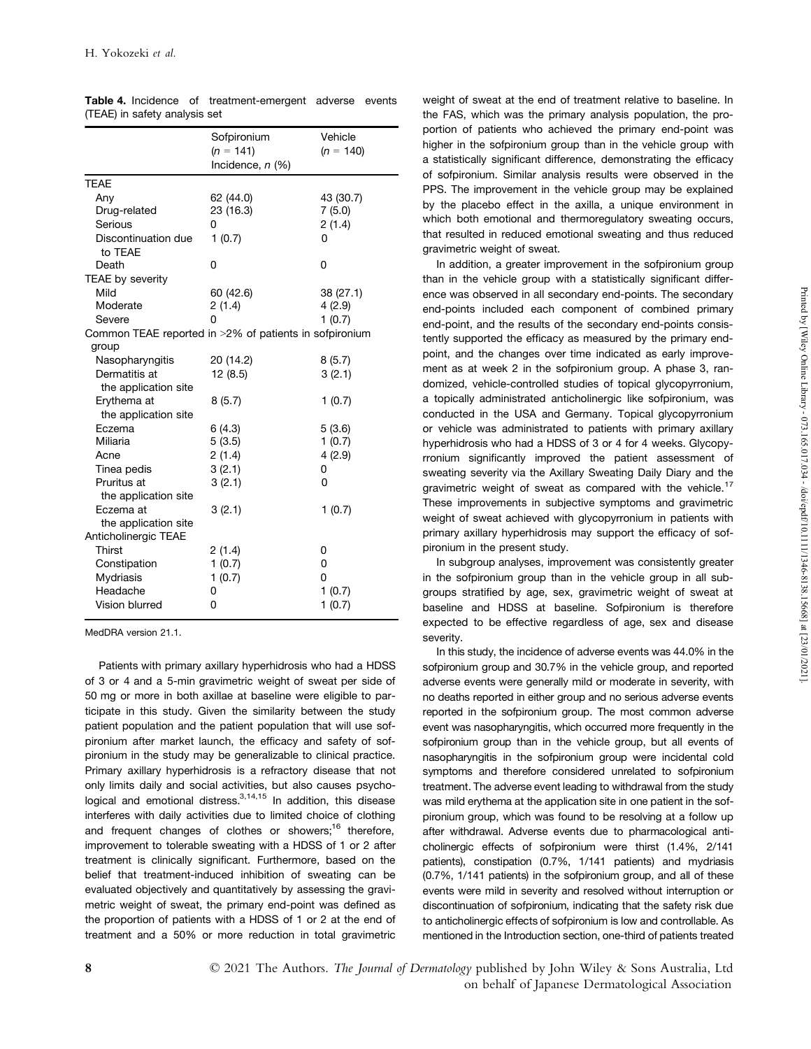**Table 4.** Incidence of treatment-emergent adverse events (TEAE) in safety analysis set

| | Sofpironium ($n$ = 141) Incidence, $n$ (%) | Vehicle ($n$ = 140) |
|---|---|---|
| TEAE | | |
| Any | 62 (44.0) | 43 (30.7) |
| Drug-related | 23 (16.3) | 7 (5.0) |
| Serious | 0 | 2 (1.4) |
| Discontinuation due to TEAE | 1 (0.7) | 0 |
| Death | 0 | 0 |
| TEAE by severity | | |
| Mild | 60 (42.6) | 38 (27.1) |
| Moderate | 2 (1.4) | 4 (2.9) |
| Severe | 0 | 1 (0.7) |
| Common TEAE reported in >2% of patients in sofpironium group | | |
| Nasopharyngitis | 20 (14.2) | 8 (5.7) |
| Dermatitis at the application site | 12 (8.5) | 3 (2.1) |
| Erythema at the application site | 8 (5.7) | 1 (0.7) |
| Eczema | 6 (4.3) | 5 (3.6) |
| Miliaria | 5 (3.5) | 1 (0.7) |
| Acne | 2 (1.4) | 4 (2.9) |
| Tinea pedis | 3 (2.1) | 0 |
| Pruritus at the application site | 3 (2.1) | 0 |
| Eczema at the application site | 3 (2.1) | 1 (0.7) |
| Anticholinergic TEAE | | |
| Thirst | 2 (1.4) | 0 |
| Constipation | 1 (0.7) | 0 |
| Mydriasis | 1 (0.7) | 0 |
| Headache | 0 | 1 (0.7) |
| Vision blurred | 0 | 1 (0.7) |

MedDRA version 21.1.

Patients with primary axillary hyperhidrosis who had a HDSS of 3 or 4 and a 5-min gravimetric weight of sweat per side of 50 mg or more in both axillae at baseline were eligible to participate in this study. Given the similarity between the study patient population and the patient population that will use sofpironium after market launch, the efficacy and safety of sofpironium in the study may be generalizable to clinical practice. Primary axillary hyperhidrosis is a refractory disease that not only limits daily and social activities, but also causes psychological and emotional distress.[3,14,15] In addition, this disease interferes with daily activities due to limited choice of clothing and frequent changes of clothes or showers;[16] therefore, improvement to tolerable sweating with a HDSS of 1 or 2 after treatment is clinically significant. Furthermore, based on the belief that treatment-induced inhibition of sweating can be evaluated objectively and quantitatively by assessing the gravimetric weight of sweat, the primary end-point was defined as the proportion of patients with a HDSS of 1 or 2 at the end of treatment and a 50% or more reduction in total gravimetric weight of sweat at the end of treatment relative to baseline. In the FAS, which was the primary analysis population, the proportion of patients who achieved the primary end-point was higher in the sofpironium group than in the vehicle group with a statistically significant difference, demonstrating the efficacy of sofpironium. Similar analysis results were observed in the PPS. The improvement in the vehicle group may be explained by the placebo effect in the axilla, a unique environment in which both emotional and thermoregulatory sweating occurs, that resulted in reduced emotional sweating and thus reduced gravimetric weight of sweat.

In addition, a greater improvement in the sofpironium group than in the vehicle group with a statistically significant difference was observed in all secondary end-points. The secondary end-points included each component of combined primary end-point, and the results of the secondary end-points consistently supported the efficacy as measured by the primary end-point, and the changes over time indicated as early improvement as at week 2 in the sofpironium group. A phase 3, randomized, vehicle-controlled studies of topical glycopyrronium, a topically administrated anticholinergic like sofpironium, was conducted in the USA and Germany. Topical glycopyrronium or vehicle was administrated to patients with primary axillary hyperhidrosis who had a HDSS of 3 or 4 for 4 weeks. Glycopyrronium significantly improved the patient assessment of sweating severity via the Axillary Sweating Daily Diary and the gravimetric weight of sweat as compared with the vehicle.[17] These improvements in subjective symptoms and gravimetric weight of sweat achieved with glycopyrronium in patients with primary axillary hyperhidrosis may support the efficacy of sofpironium in the present study.

In subgroup analyses, improvement was consistently greater in the sofpironium group than in the vehicle group in all subgroups stratified by age, sex, gravimetric weight of sweat at baseline and HDSS at baseline. Sofpironium is therefore expected to be effective regardless of age, sex and disease severity.

In this study, the incidence of adverse events was 44.0% in the sofpironium group and 30.7% in the vehicle group, and reported adverse events were generally mild or moderate in severity, with no deaths reported in either group and no serious adverse events reported in the sofpironium group. The most common adverse event was nasopharyngitis, which occurred more frequently in the sofpironium group than in the vehicle group, but all events of nasopharyngitis in the sofpironium group were incidental cold symptoms and therefore considered unrelated to sofpironium treatment. The adverse event leading to withdrawal from the study was mild erythema at the application site in one patient in the sofpironium group, which was found to be resolving at a follow up after withdrawal. Adverse events due to pharmacological anticholinergic effects of sofpironium were thirst (1.4%, 2/141 patients), constipation (0.7%, 1/141 patients) and mydriasis (0.7%, 1/141 patients) in the sofpironium group, and all of these events were mild in severity and resolved without interruption or discontinuation of sofpironium, indicating that the safety risk due to anticholinergic effects of sofpironium is low and controllable. As mentioned in the Introduction section, one-third of patients treated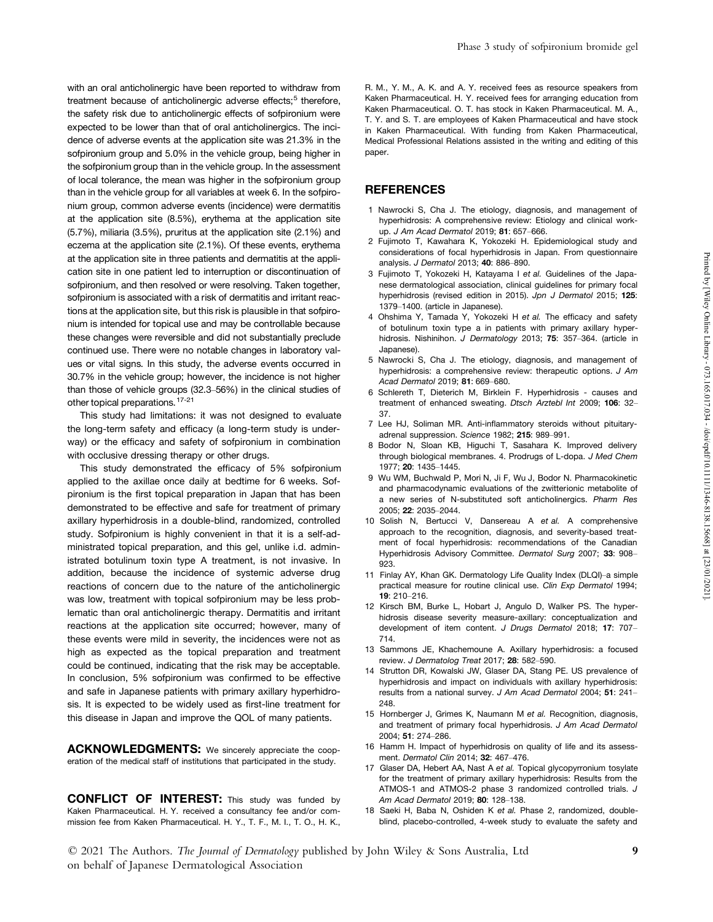with an oral anticholinergic have been reported to withdraw from treatment because of anticholinergic adverse effects;[5] therefore, the safety risk due to anticholinergic effects of sofpironium were expected to be lower than that of oral anticholinergics. The incidence of adverse events at the application site was 21.3% in the sofpironium group and 5.0% in the vehicle group, being higher in the sofpironium group than in the vehicle group. In the assessment of local tolerance, the mean was higher in the sofpironium group than in the vehicle group for all variables at week 6. In the sofpironium group, common adverse events (incidence) were dermatitis at the application site (8.5%), erythema at the application site (5.7%), miliaria (3.5%), pruritus at the application site (2.1%) and eczema at the application site (2.1%). Of these events, erythema at the application site in three patients and dermatitis at the application site in one patient led to interruption or discontinuation of sofpironium, and then resolved or were resolving. Taken together, sofpironium is associated with a risk of dermatitis and irritant reactions at the application site, but this risk is plausible in that sofpironium is intended for topical use and may be controllable because these changes were reversible and did not substantially preclude continued use. There were no notable changes in laboratory values or vital signs. In this study, the adverse events occurred in 30.7% in the vehicle group; however, the incidence is not higher than those of vehicle groups (32.3–56%) in the clinical studies of other topical preparations.[17-21]

This study had limitations: it was not designed to evaluate the long-term safety and efficacy (a long-term study is underway) or the efficacy and safety of sofpironium in combination with occlusive dressing therapy or other drugs.

This study demonstrated the efficacy of 5% sofpironium applied to the axillae once daily at bedtime for 6 weeks. Sofpironium is the first topical preparation in Japan that has been demonstrated to be effective and safe for treatment of primary axillary hyperhidrosis in a double-blind, randomized, controlled study. Sofpironium is highly convenient in that it is a self-administrated topical preparation, and this gel, unlike i.d. administrated botulinum toxin type A treatment, is not invasive. In addition, because the incidence of systemic adverse drug reactions of concern due to the nature of the anticholinergic was low, treatment with topical sofpironium may be less problematic than oral anticholinergic therapy. Dermatitis and irritant reactions at the application site occurred; however, many of these events were mild in severity, the incidences were not as high as expected as the topical preparation and treatment could be continued, indicating that the risk may be acceptable. In conclusion, 5% sofpironium was confirmed to be effective and safe in Japanese patients with primary axillary hyperhidrosis. It is expected to be widely used as first-line treatment for this disease in Japan and improve the QOL of many patients.

**ACKNOWLEDGMENTS:** We sincerely appreciate the cooperation of the medical staff of institutions that participated in the study.

**CONFLICT OF INTEREST:** This study was funded by Kaken Pharmaceutical. H. Y. received a consultancy fee and/or commission fee from Kaken Pharmaceutical. H. Y., T. F., M. I., T. O., H. K., R. M., Y. M., A. K. and A. Y. received fees as resource speakers from Kaken Pharmaceutical. H. Y. received fees for arranging education from Kaken Pharmaceutical. O. T. has stock in Kaken Pharmaceutical. M. A., T. Y. and S. T. are employees of Kaken Pharmaceutical and have stock in Kaken Pharmaceutical. With funding from Kaken Pharmaceutical, Medical Professional Relations assisted in the writing and editing of this paper.

## REFERENCES

1. Nawrocki S, Cha J. The etiology, diagnosis, and management of hyperhidrosis: A comprehensive review: Etiology and clinical work-up. *J Am Acad Dermatol* 2019; **81**: 657–666.
2. Fujimoto T, Kawahara K, Yokozeki H. Epidemiological study and considerations of focal hyperhidrosis in Japan. From questionnaire analysis. *J Dermatol* 2013; **40**: 886–890.
3. Fujimoto T, Yokozeki H, Katayama I *et al.* Guidelines of the Japanese dermatological association, clinical guidelines for primary focal hyperhidrosis (revised edition in 2015). *Jpn J Dermatol* 2015; **125**: 1379–1400. (article in Japanese).
4. Ohshima Y, Tamada Y, Yokozeki H *et al.* The efficacy and safety of botulinum toxin type a in patients with primary axillary hyperhidrosis. Nishinihon. *J Dermatology* 2013; **75**: 357–364. (article in Japanese).
5. Nawrocki S, Cha J. The etiology, diagnosis, and management of hyperhidrosis: a comprehensive review: therapeutic options. *J Am Acad Dermatol* 2019; **81**: 669–680.
6. Schlereth T, Dieterich M, Birklein F. Hyperhidrosis - causes and treatment of enhanced sweating. *Dtsch Arztebl Int* 2009; **106**: 32–37.
7. Lee HJ, Soliman MR. Anti-inflammatory steroids without pituitary-adrenal suppression. *Science* 1982; **215**: 989–991.
8. Bodor N, Sloan KB, Higuchi T, Sasahara K. Improved delivery through biological membranes. 4. Prodrugs of L-dopa. *J Med Chem* 1977; **20**: 1435–1445.
9. Wu WM, Buchwald P, Mori N, Ji F, Wu J, Bodor N. Pharmacokinetic and pharmacodynamic evaluations of the zwitterionic metabolite of a new series of N-substituted soft anticholinergics. *Pharm Res* 2005; **22**: 2035–2044.
10. Solish N, Bertucci V, Dansereau A *et al.* A comprehensive approach to the recognition, diagnosis, and severity-based treatment of focal hyperhidrosis: recommendations of the Canadian Hyperhidrosis Advisory Committee. *Dermatol Surg* 2007; **33**: 908–923.
11. Finlay AY, Khan GK. Dermatology Life Quality Index (DLQI)–a simple practical measure for routine clinical use. *Clin Exp Dermatol* 1994; **19**: 210–216.
12. Kirsch BM, Burke L, Hobart J, Angulo D, Walker PS. The hyperhidrosis disease severity measure-axillary: conceptualization and development of item content. *J Drugs Dermatol* 2018; **17**: 707–714.
13. Sammons JE, Khachemoune A. Axillary hyperhidrosis: a focused review. *J Dermatolog Treat* 2017; **28**: 582–590.
14. Strutton DR, Kowalski JW, Glaser DA, Stang PE. US prevalence of hyperhidrosis and impact on individuals with axillary hyperhidrosis: results from a national survey. *J Am Acad Dermatol* 2004; **51**: 241–248.
15. Hornberger J, Grimes K, Naumann M *et al.* Recognition, diagnosis, and treatment of primary focal hyperhidrosis. *J Am Acad Dermatol* 2004; **51**: 274–286.
16. Hamm H. Impact of hyperhidrosis on quality of life and its assessment. *Dermatol Clin* 2014; **32**: 467–476.
17. Glaser DA, Hebert AA, Nast A *et al.* Topical glycopyrronium tosylate for the treatment of primary axillary hyperhidrosis: Results from the ATMOS-1 and ATMOS-2 phase 3 randomized controlled trials. *J Am Acad Dermatol* 2019; **80**: 128–138.
18. Saeki H, Baba N, Oshiden K *et al.* Phase 2, randomized, double-blind, placebo-controlled, 4-week study to evaluate the safety and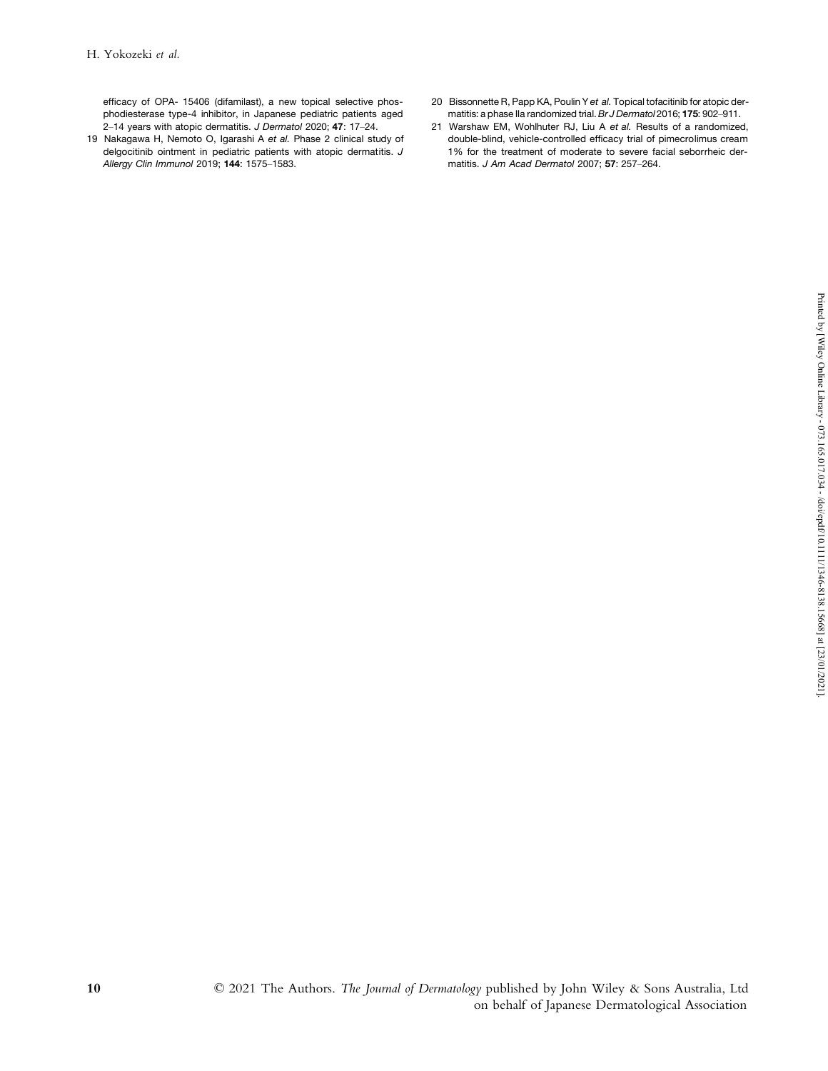efficacy of OPA- 15406 (difamilast), a new topical selective phosphodiesterase type-4 inhibitor, in Japanese pediatric patients aged 2–14 years with atopic dermatitis. *J Dermatol* 2020; **47**: 17–24.

19 Nakagawa H, Nemoto O, Igarashi A *et al.* Phase 2 clinical study of delgocitinib ointment in pediatric patients with atopic dermatitis. *J Allergy Clin Immunol* 2019; **144**: 1575–1583.

20 Bissonnette R, Papp KA, Poulin Y *et al.* Topical tofacitinib for atopic dermatitis: a phase IIa randomized trial. *Br J Dermatol* 2016; **175**: 902–911.

21 Warshaw EM, Wohlhuter RJ, Liu A *et al.* Results of a randomized, double-blind, vehicle-controlled efficacy trial of pimecrolimus cream 1% for the treatment of moderate to severe facial seborrheic dermatitis. *J Am Acad Dermatol* 2007; **57**: 257–264.